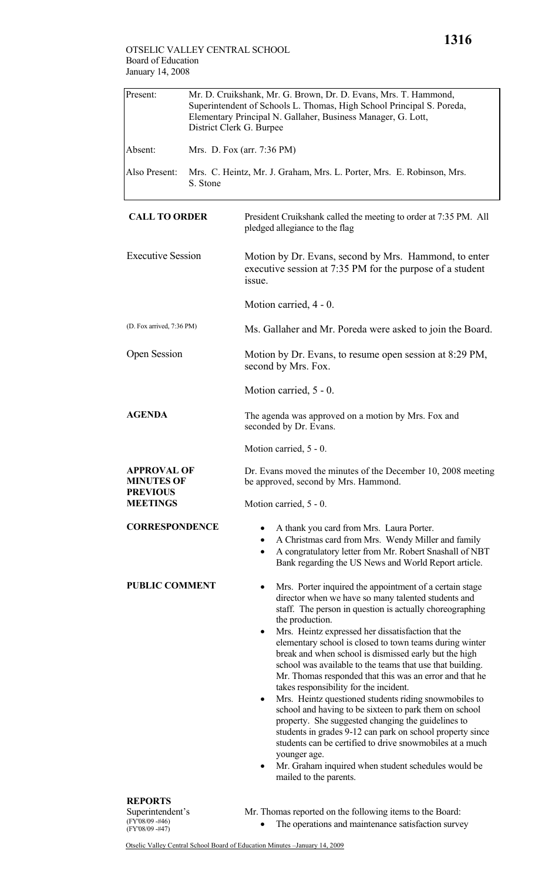OTSELIC VALLEY CENTRAL SCHOOL
Board of Education
January 14, 2008

| | |
|---|---|
| Present: | Mr. D. Cruikshank, Mr. G. Brown, Dr. D. Evans, Mrs. T. Hammond, Superintendent of Schools L. Thomas, High School Principal S. Poreda, Elementary Principal N. Gallaher, Business Manager, G. Lott, District Clerk G. Burpee |
| Absent: | Mrs. D. Fox (arr. 7:36 PM) |
| Also Present: | Mrs. C. Heintz, Mr. J. Graham, Mrs. L. Porter, Mrs. E. Robinson, Mrs. S. Stone |

**CALL TO ORDER**

President Cruikshank called the meeting to order at 7:35 PM. All pledged allegiance to the flag

Executive Session

Motion by Dr. Evans, second by Mrs. Hammond, to enter executive session at 7:35 PM for the purpose of a student issue.

Motion carried, 4 - 0.

(D. Fox arrived, 7:36 PM)

Ms. Gallaher and Mr. Poreda were asked to join the Board.

Open Session

Motion by Dr. Evans, to resume open session at 8:29 PM, second by Mrs. Fox.

Motion carried, 5 - 0.

**AGENDA**

The agenda was approved on a motion by Mrs. Fox and seconded by Dr. Evans.

Motion carried, 5 - 0.

**APPROVAL OF MINUTES OF PREVIOUS MEETINGS**

Dr. Evans moved the minutes of the December 10, 2008 meeting be approved, second by Mrs. Hammond.

Motion carried, 5 - 0.

**CORRESPONDENCE**

- A thank you card from Mrs. Laura Porter.
- A Christmas card from Mrs. Wendy Miller and family
- A congratulatory letter from Mr. Robert Snashall of NBT Bank regarding the US News and World Report article.

**PUBLIC COMMENT**

- Mrs. Porter inquired the appointment of a certain stage director when we have so many talented students and staff. The person in question is actually choreographing the production.
- Mrs. Heintz expressed her dissatisfaction that the elementary school is closed to town teams during winter break and when school is dismissed early but the high school was available to the teams that use that building. Mr. Thomas responded that this was an error and that he takes responsibility for the incident.
- Mrs. Heintz questioned students riding snowmobiles to school and having to be sixteen to park them on school property. She suggested changing the guidelines to students in grades 9-12 can park on school property since students can be certified to drive snowmobiles at a much younger age.
- Mr. Graham inquired when student schedules would be mailed to the parents.

**REPORTS**

Superintendent's
(FY'08/09 -#46)
(FY'08/09 -#47)

Mr. Thomas reported on the following items to the Board:

- The operations and maintenance satisfaction survey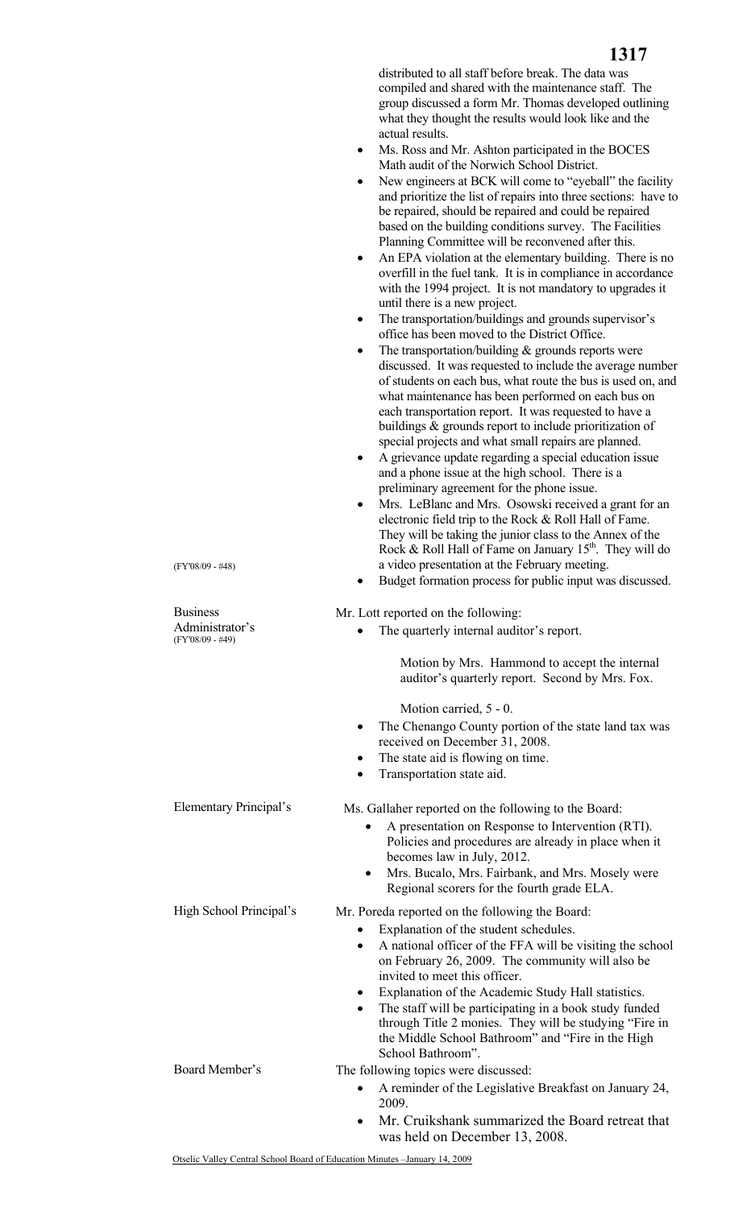distributed to all staff before break. The data was compiled and shared with the maintenance staff. The group discussed a form Mr. Thomas developed outlining what they thought the results would look like and the actual results.

- Ms. Ross and Mr. Ashton participated in the BOCES Math audit of the Norwich School District.
- New engineers at BCK will come to "eyeball" the facility and prioritize the list of repairs into three sections: have to be repaired, should be repaired and could be repaired based on the building conditions survey. The Facilities Planning Committee will be reconvened after this.
- An EPA violation at the elementary building. There is no overfill in the fuel tank. It is in compliance in accordance with the 1994 project. It is not mandatory to upgrades it until there is a new project.
- The transportation/buildings and grounds supervisor's office has been moved to the District Office.
- The transportation/building & grounds reports were discussed. It was requested to include the average number of students on each bus, what route the bus is used on, and what maintenance has been performed on each bus on each transportation report. It was requested to have a buildings & grounds report to include prioritization of special projects and what small repairs are planned.
- A grievance update regarding a special education issue and a phone issue at the high school. There is a preliminary agreement for the phone issue.
- Mrs. LeBlanc and Mrs. Osowski received a grant for an electronic field trip to the Rock & Roll Hall of Fame. They will be taking the junior class to the Annex of the Rock & Roll Hall of Fame on January 15th. They will do a video presentation at the February meeting.

(FY'08/09 - #48)

- Budget formation process for public input was discussed.

**Business Administrator's** (FY'08/09 - #49)

Mr. Lott reported on the following:

- The quarterly internal auditor's report.

  Motion by Mrs. Hammond to accept the internal auditor's quarterly report. Second by Mrs. Fox.

  Motion carried, 5 - 0.

- The Chenango County portion of the state land tax was received on December 31, 2008.
- The state aid is flowing on time.
- Transportation state aid.

**Elementary Principal's**

Ms. Gallaher reported on the following to the Board:

- A presentation on Response to Intervention (RTI). Policies and procedures are already in place when it becomes law in July, 2012.
- Mrs. Bucalo, Mrs. Fairbank, and Mrs. Mosely were Regional scorers for the fourth grade ELA.

**High School Principal's**

Mr. Poreda reported on the following the Board:

- Explanation of the student schedules.
- A national officer of the FFA will be visiting the school on February 26, 2009. The community will also be invited to meet this officer.
- Explanation of the Academic Study Hall statistics.
- The staff will be participating in a book study funded through Title 2 monies. They will be studying "Fire in the Middle School Bathroom" and "Fire in the High School Bathroom".

**Board Member's**

The following topics were discussed:

- A reminder of the Legislative Breakfast on January 24, 2009.
- Mr. Cruikshank summarized the Board retreat that was held on December 13, 2008.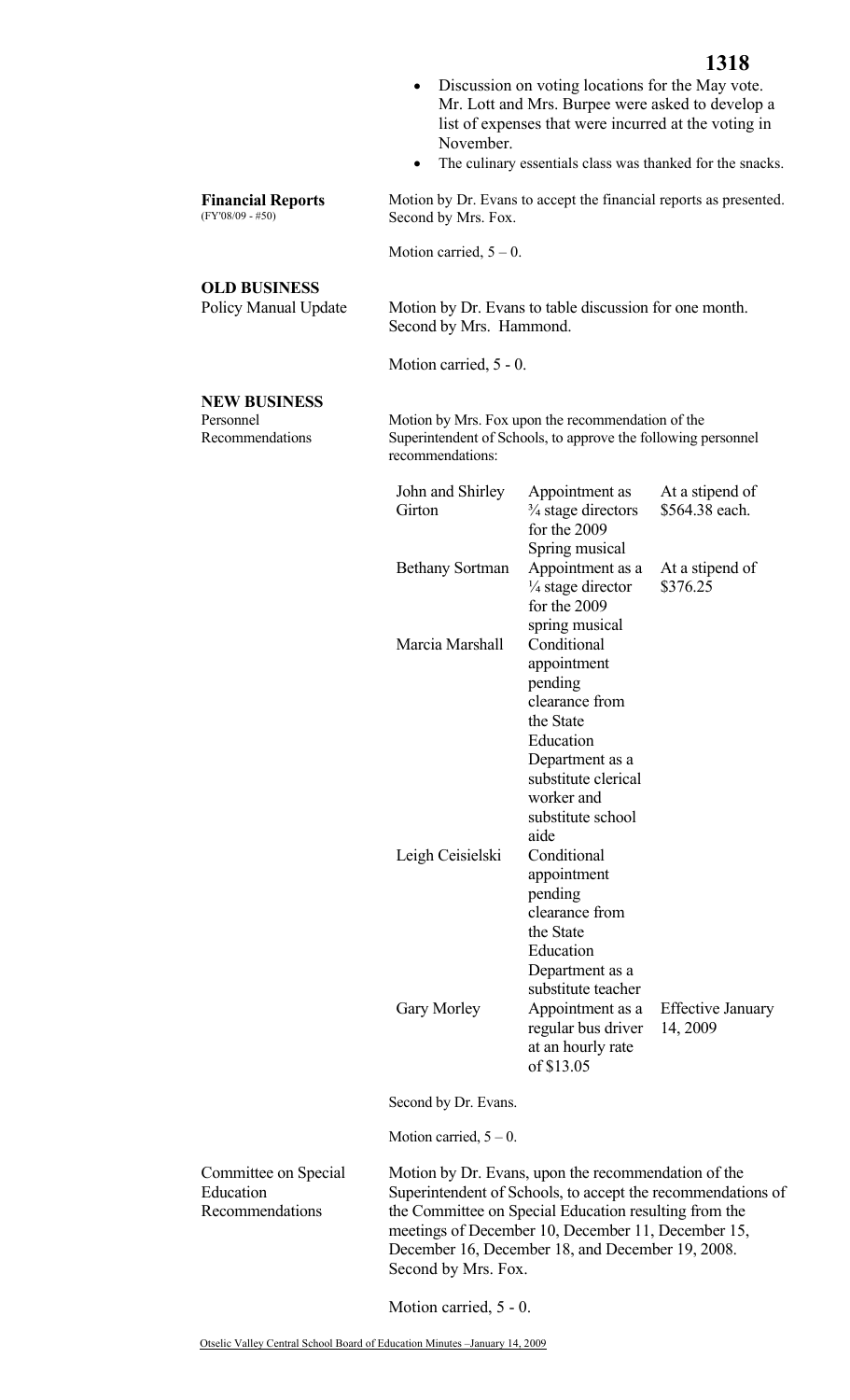- Discussion on voting locations for the May vote. Mr. Lott and Mrs. Burpee were asked to develop a list of expenses that were incurred at the voting in November.
- The culinary essentials class was thanked for the snacks.

**Financial Reports** (FY'08/09 - #50)

Motion by Dr. Evans to accept the financial reports as presented. Second by Mrs. Fox.

Motion carried, 5 – 0.

**OLD BUSINESS**

Policy Manual Update

Motion by Dr. Evans to table discussion for one month. Second by Mrs. Hammond.

Motion carried, 5 - 0.

**NEW BUSINESS**

Personnel Recommendations

Motion by Mrs. Fox upon the recommendation of the Superintendent of Schools, to approve the following personnel recommendations:

| | | |
|---|---|---|
| John and Shirley Girton | Appointment as ¾ stage directors for the 2009 Spring musical | At a stipend of $564.38 each. |
| Bethany Sortman | Appointment as a ¼ stage director for the 2009 spring musical | At a stipend of $376.25 |
| Marcia Marshall | Conditional appointment pending clearance from the State Education Department as a substitute clerical worker and substitute school aide | |
| Leigh Ceisielski | Conditional appointment pending clearance from the State Education Department as a substitute teacher | |
| Gary Morley | Appointment as a regular bus driver at an hourly rate of $13.05 | Effective January 14, 2009 |

Second by Dr. Evans.

Motion carried, 5 – 0.

Committee on Special Education Recommendations

Motion by Dr. Evans, upon the recommendation of the Superintendent of Schools, to accept the recommendations of the Committee on Special Education resulting from the meetings of December 10, December 11, December 15, December 16, December 18, and December 19, 2008. Second by Mrs. Fox.

Motion carried, 5 - 0.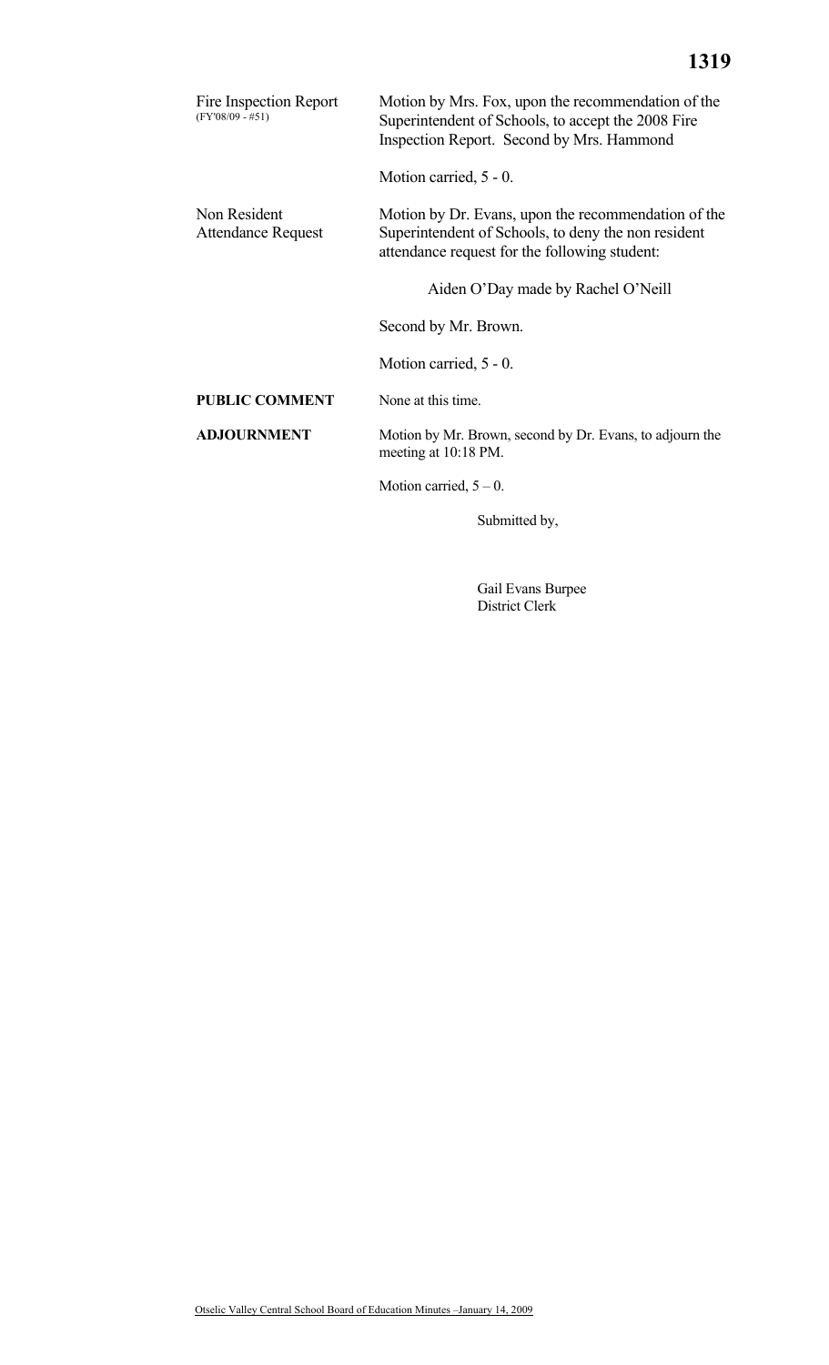Fire Inspection Report (FY'08/09 - #51)

Motion by Mrs. Fox, upon the recommendation of the Superintendent of Schools, to accept the 2008 Fire Inspection Report. Second by Mrs. Hammond

Motion carried, 5 - 0.

Non Resident Attendance Request

Motion by Dr. Evans, upon the recommendation of the Superintendent of Schools, to deny the non resident attendance request for the following student:

Aiden O'Day made by Rachel O'Neill

Second by Mr. Brown.

Motion carried, 5 - 0.

**PUBLIC COMMENT**

None at this time.

**ADJOURNMENT**

Motion by Mr. Brown, second by Dr. Evans, to adjourn the meeting at 10:18 PM.

Motion carried, 5 – 0.

Submitted by,

Gail Evans Burpee
District Clerk